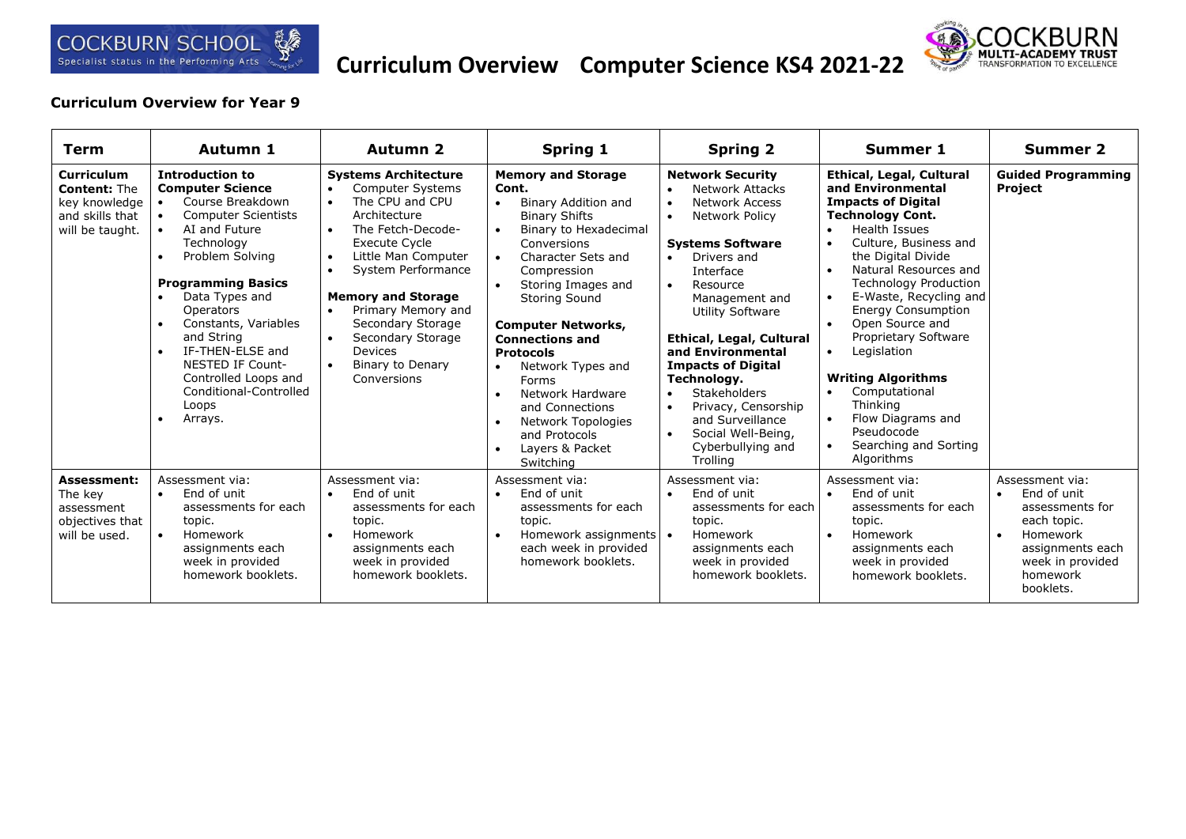# Curriculum Overview Computer Science KS4 2021-22

COCKBURN SCHOOL Specialist status in the Performing Arts

COCKBURN MULTI-ACADEMY TRUST TRANSFORMATION TO EXCELLENCE

## Curriculum Overview for Year 9

| Term | Autumn 1 | Autumn 2 | Spring 1 | Spring 2 | Summer 1 | Summer 2 |
|---|---|---|---|---|---|---|
| **Curriculum Content:** The key knowledge and skills that will be taught. | **Introduction to Computer Science**<br>• Course Breakdown<br>• Computer Scientists<br>• AI and Future Technology<br>• Problem Solving<br><br>**Programming Basics**<br>• Data Types and Operators<br>• Constants, Variables and String<br>• IF-THEN-ELSE and NESTED IF Count-Controlled Loops and Conditional-Controlled Loops<br>• Arrays. | **Systems Architecture**<br>• Computer Systems<br>• The CPU and CPU Architecture<br>• The Fetch-Decode-Execute Cycle<br>• Little Man Computer<br>• System Performance<br><br>**Memory and Storage**<br>• Primary Memory and Secondary Storage<br>• Secondary Storage Devices<br>• Binary to Denary Conversions | **Memory and Storage Cont.**<br>• Binary Addition and Binary Shifts<br>• Binary to Hexadecimal Conversions<br>• Character Sets and Compression<br>• Storing Images and Storing Sound<br><br>**Computer Networks, Connections and Protocols**<br>• Network Types and Forms<br>• Network Hardware and Connections<br>• Network Topologies and Protocols<br>• Layers & Packet Switching | **Network Security**<br>• Network Attacks<br>• Network Access<br>• Network Policy<br><br>**Systems Software**<br>• Drivers and Interface<br>• Resource Management and Utility Software<br><br>**Ethical, Legal, Cultural and Environmental Impacts of Digital Technology.**<br>• Stakeholders<br>• Privacy, Censorship and Surveillance<br>• Social Well-Being, Cyberbullying and Trolling | **Ethical, Legal, Cultural and Environmental Impacts of Digital Technology Cont.**<br>• Health Issues<br>• Culture, Business and the Digital Divide<br>• Natural Resources and Technology Production<br>• E-Waste, Recycling and Energy Consumption<br>• Open Source and Proprietary Software<br>• Legislation<br><br>**Writing Algorithms**<br>• Computational Thinking<br>• Flow Diagrams and Pseudocode<br>• Searching and Sorting Algorithms | **Guided Programming Project** |
| **Assessment:** The key assessment objectives that will be used. | Assessment via:<br>• End of unit assessments for each topic.<br>• Homework assignments each week in provided homework booklets. | Assessment via:<br>• End of unit assessments for each topic.<br>• Homework assignments each week in provided homework booklets. | Assessment via:<br>• End of unit assessments for each topic.<br>• Homework assignments each week in provided homework booklets. | Assessment via:<br>• End of unit assessments for each topic.<br>• Homework assignments each week in provided homework booklets. | Assessment via:<br>• End of unit assessments for each topic.<br>• Homework assignments each week in provided homework booklets. | Assessment via:<br>• End of unit assessments for each topic.<br>• Homework assignments each week in provided homework booklets. |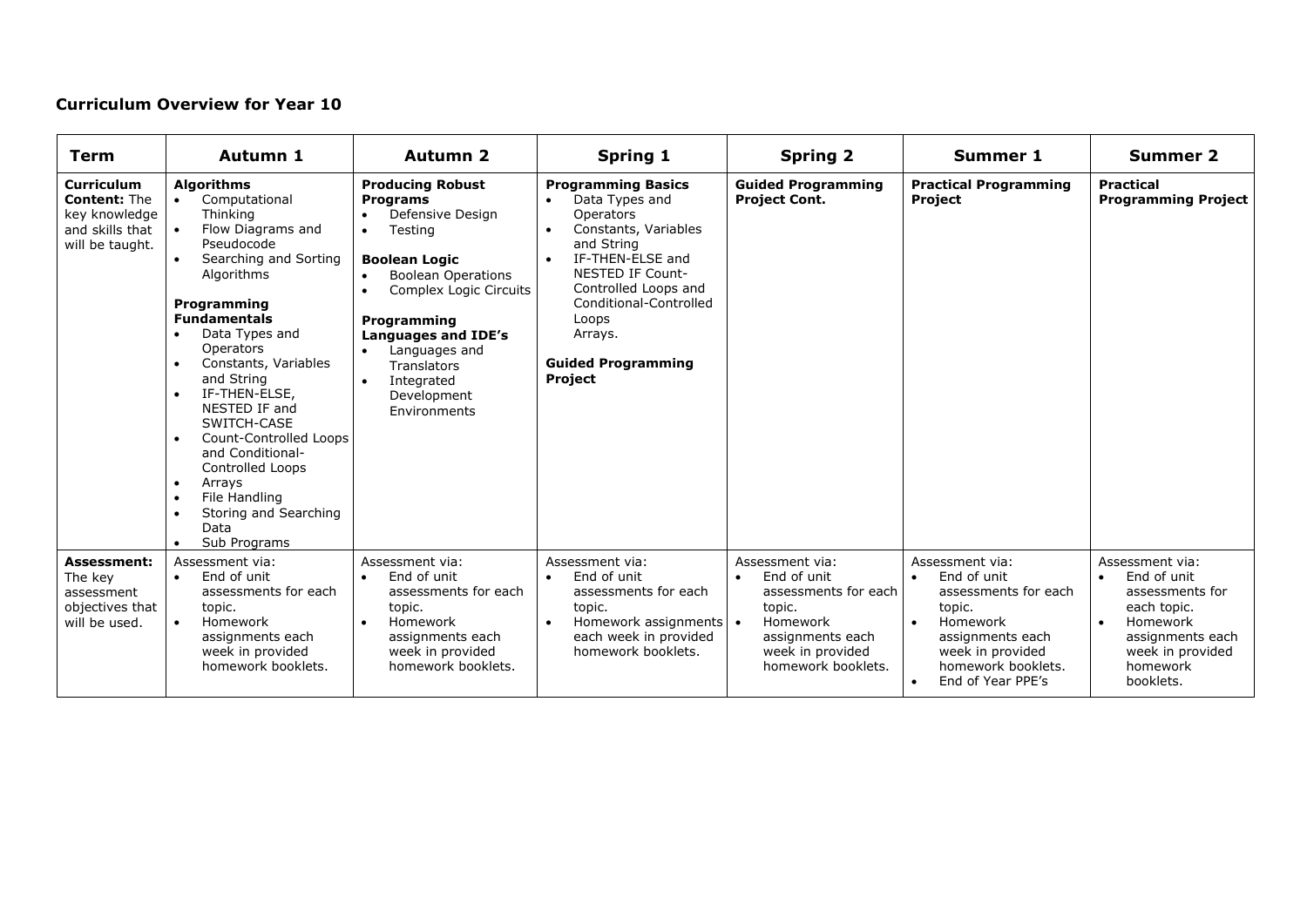**Curriculum Overview for Year 10**

| Term | Autumn 1 | Autumn 2 | Spring 1 | Spring 2 | Summer 1 | Summer 2 |
|---|---|---|---|---|---|---|
| **Curriculum Content:** The key knowledge and skills that will be taught. | **Algorithms**<br>• Computational Thinking<br>• Flow Diagrams and Pseudocode<br>• Searching and Sorting Algorithms<br><br>**Programming Fundamentals**<br>• Data Types and Operators<br>• Constants, Variables and String<br>• IF-THEN-ELSE, NESTED IF and SWITCH-CASE<br>• Count-Controlled Loops and Conditional-Controlled Loops<br>• Arrays<br>• File Handling<br>• Storing and Searching Data<br>• Sub Programs | **Producing Robust Programs**<br>• Defensive Design<br>• Testing<br><br>**Boolean Logic**<br>• Boolean Operations<br>• Complex Logic Circuits<br><br>**Programming Languages and IDE's**<br>• Languages and Translators<br>• Integrated Development Environments | **Programming Basics**<br>• Data Types and Operators<br>• Constants, Variables and String<br>• IF-THEN-ELSE and NESTED IF Count-Controlled Loops and Conditional-Controlled Loops<br>Arrays.<br><br>**Guided Programming Project** | **Guided Programming Project Cont.** | **Practical Programming Project** | **Practical Programming Project** |
| **Assessment:** The key assessment objectives that will be used. | Assessment via:<br>• End of unit assessments for each topic.<br>• Homework assignments each week in provided homework booklets. | Assessment via:<br>• End of unit assessments for each topic.<br>• Homework assignments each week in provided homework booklets. | Assessment via:<br>• End of unit assessments for each topic.<br>• Homework assignments each week in provided homework booklets. | Assessment via:<br>• End of unit assessments for each topic.<br>• Homework assignments each week in provided homework booklets. | Assessment via:<br>• End of unit assessments for each topic.<br>• Homework assignments each week in provided homework booklets.<br>• End of Year PPE's | Assessment via:<br>• End of unit assessments for each topic.<br>• Homework assignments each week in provided homework booklets. |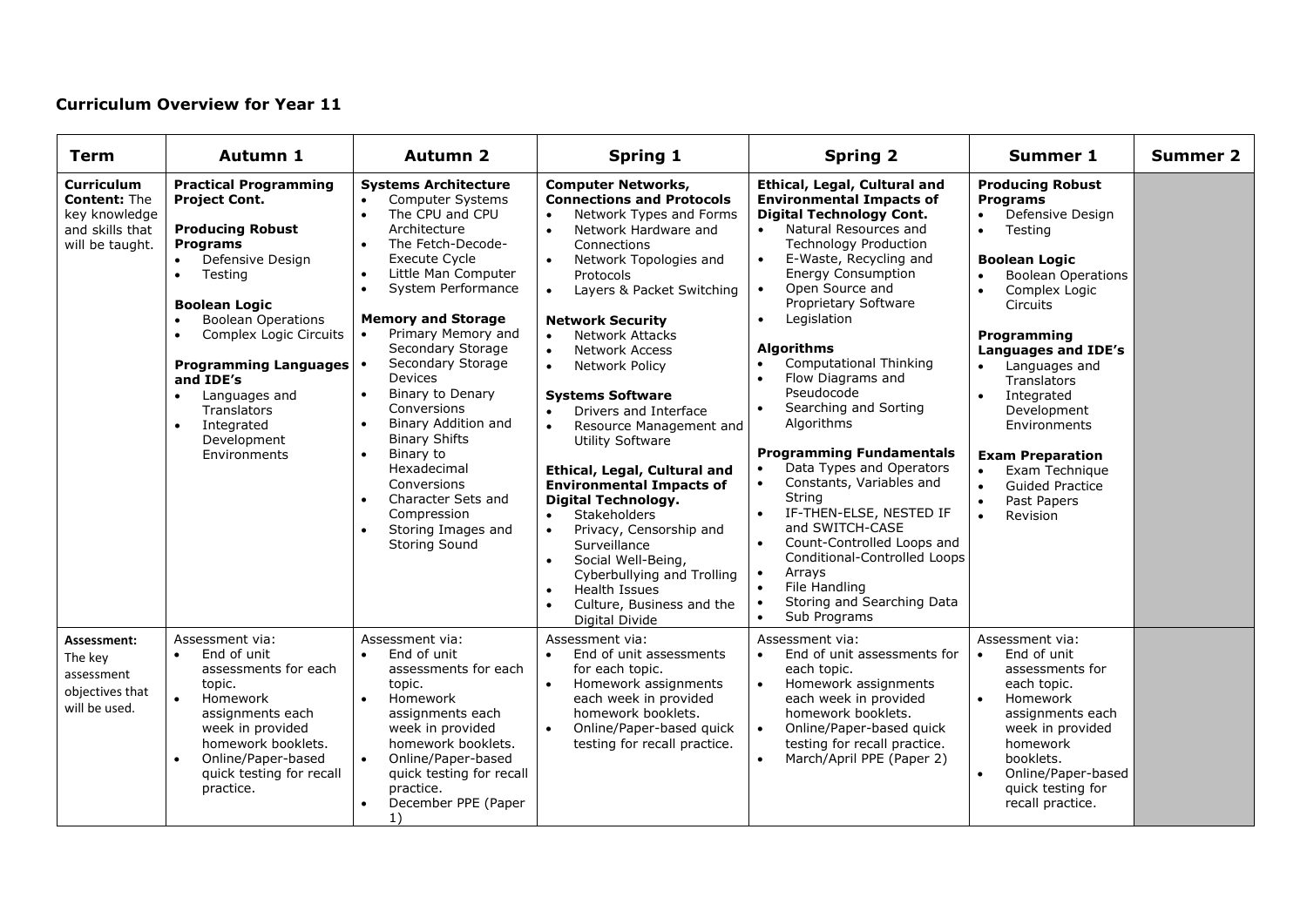## Curriculum Overview for Year 11

| Term | Autumn 1 | Autumn 2 | Spring 1 | Spring 2 | Summer 1 | Summer 2 |
|---|---|---|---|---|---|---|
| **Curriculum Content:** The key knowledge and skills that will be taught. | **Practical Programming Project Cont.**<br><br>**Producing Robust Programs**<br>• Defensive Design<br>• Testing<br><br>**Boolean Logic**<br>• Boolean Operations<br>• Complex Logic Circuits<br><br>**Programming Languages and IDE's**<br>• Languages and Translators<br>• Integrated Development Environments | **Systems Architecture**<br>• Computer Systems<br>• The CPU and CPU Architecture<br>• The Fetch-Decode-Execute Cycle<br>• Little Man Computer<br>• System Performance<br><br>**Memory and Storage**<br>• Primary Memory and Secondary Storage<br>• Secondary Storage Devices<br>• Binary to Denary Conversions<br>• Binary Addition and Binary Shifts<br>• Binary to Hexadecimal Conversions<br>• Character Sets and Compression<br>• Storing Images and Storing Sound | **Computer Networks, Connections and Protocols**<br>• Network Types and Forms<br>• Network Hardware and Connections<br>• Network Topologies and Protocols<br>• Layers & Packet Switching<br><br>**Network Security**<br>• Network Attacks<br>• Network Access<br>• Network Policy<br><br>**Systems Software**<br>• Drivers and Interface<br>• Resource Management and Utility Software<br><br>**Ethical, Legal, Cultural and Environmental Impacts of Digital Technology.**<br>• Stakeholders<br>• Privacy, Censorship and Surveillance<br>• Social Well-Being, Cyberbullying and Trolling<br>• Health Issues<br>• Culture, Business and the Digital Divide | **Ethical, Legal, Cultural and Environmental Impacts of Digital Technology Cont.**<br>• Natural Resources and Technology Production<br>• E-Waste, Recycling and Energy Consumption<br>• Open Source and Proprietary Software<br>• Legislation<br><br>**Algorithms**<br>• Computational Thinking<br>• Flow Diagrams and Pseudocode<br>• Searching and Sorting Algorithms<br><br>**Programming Fundamentals**<br>• Data Types and Operators<br>• Constants, Variables and String<br>• IF-THEN-ELSE, NESTED IF and SWITCH-CASE<br>• Count-Controlled Loops and Conditional-Controlled Loops<br>• Arrays<br>• File Handling<br>• Storing and Searching Data<br>• Sub Programs | **Producing Robust Programs**<br>• Defensive Design<br>• Testing<br><br>**Boolean Logic**<br>• Boolean Operations<br>• Complex Logic Circuits<br><br>**Programming Languages and IDE's**<br>• Languages and Translators<br>• Integrated Development Environments<br><br>**Exam Preparation**<br>• Exam Technique<br>• Guided Practice<br>• Past Papers<br>• Revision | |
| **Assessment:** The key assessment objectives that will be used. | Assessment via:<br>• End of unit assessments for each topic.<br>• Homework assignments each week in provided homework booklets.<br>• Online/Paper-based quick testing for recall practice. | Assessment via:<br>• End of unit assessments for each topic.<br>• Homework assignments each week in provided homework booklets.<br>• Online/Paper-based quick testing for recall practice.<br>• December PPE (Paper 1) | Assessment via:<br>• End of unit assessments for each topic.<br>• Homework assignments each week in provided homework booklets.<br>• Online/Paper-based quick testing for recall practice. | Assessment via:<br>• End of unit assessments for each topic.<br>• Homework assignments each week in provided homework booklets.<br>• Online/Paper-based quick testing for recall practice.<br>• March/April PPE (Paper 2) | Assessment via:<br>• End of unit assessments for each topic.<br>• Homework assignments each week in provided homework booklets.<br>• Online/Paper-based quick testing for recall practice. | |